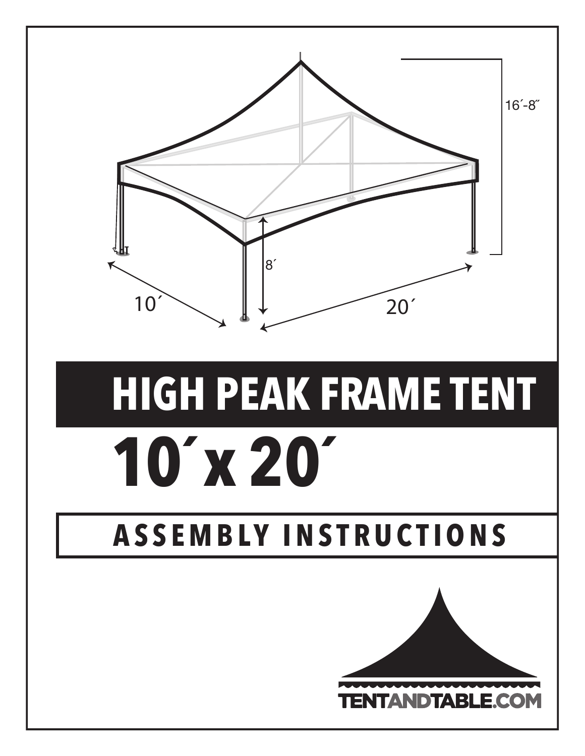# HIGH PEAK FRAME TENT

# 10´x 20´

## ASSEMBLY INSTRUCTIONS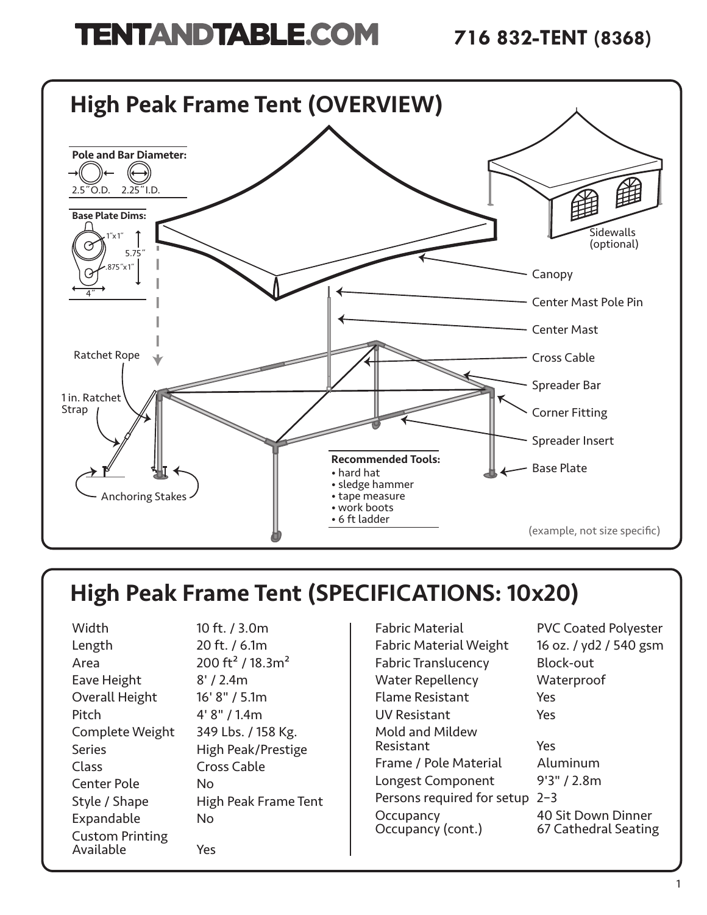# TENTANDTABLE.COM

**716 832-TENT (8368)**

## High Peak Frame Tent (OVERVIEW)

**Pole and Bar Diameter:**

2.5″ O.D. 2.25″ I.D.

**Base Plate Dims:**

1″x1″

5.75″

.875″x1″

4″

Sidewalls (optional)

Canopy

Center Mast Pole Pin

Center Mast

Ratchet Rope

Cross Cable

Spreader Bar

1 in. Ratchet Strap

Corner Fitting

Spreader Insert

Base Plate

Anchoring Stakes

**Recommended Tools:**

- hard hat
- sledge hammer
- tape measure
- work boots
- 6 ft ladder

(example, not size specific)

## High Peak Frame Tent (SPECIFICATIONS: 10x20)

| | |
|---|---|
| Width | 10 ft. / 3.0m |
| Length | 20 ft. / 6.1m |
| Area | 200 ft² / 18.3m² |
| Eave Height | 8' / 2.4m |
| Overall Height | 16' 8" / 5.1m |
| Pitch | 4' 8" / 1.4m |
| Complete Weight | 349 Lbs. / 158 Kg. |
| Series | High Peak/Prestige |
| Class | Cross Cable |
| Center Pole | No |
| Style / Shape | High Peak Frame Tent |
| Expandable | No |
| Custom Printing Available | Yes |

| | |
|---|---|
| Fabric Material | PVC Coated Polyester |
| Fabric Material Weight | 16 oz. / yd2 / 540 gsm |
| Fabric Translucency | Block-out |
| Water Repellency | Waterproof |
| Flame Resistant | Yes |
| UV Resistant | Yes |
| Mold and Mildew Resistant | Yes |
| Frame / Pole Material | Aluminum |
| Longest Component | 9'3" / 2.8m |
| Persons required for setup | 2–3 |
| Occupancy | 40 Sit Down Dinner |
| Occupancy (cont.) | 67 Cathedral Seating |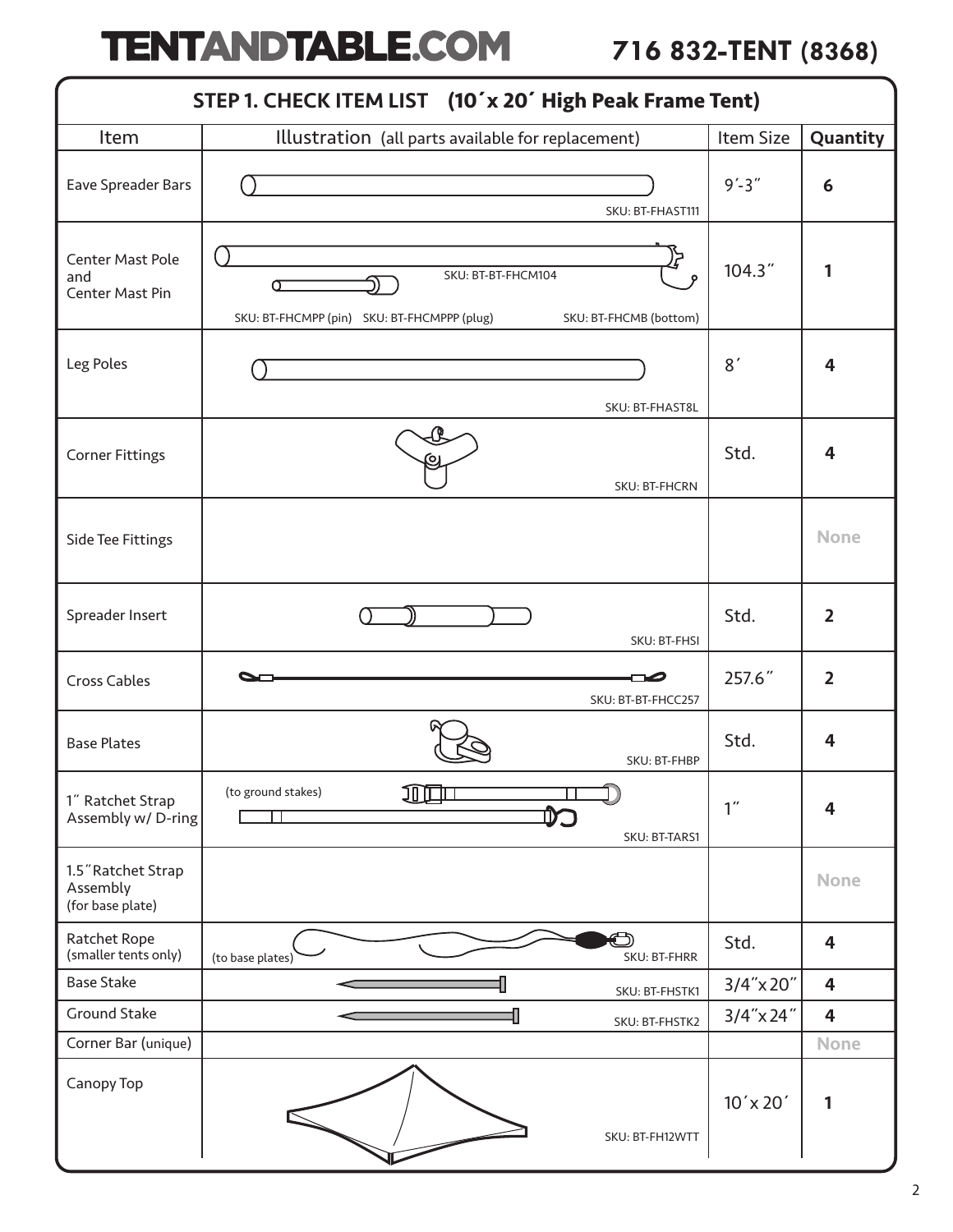# TENTANDTABLE.COM

**716 832-TENT (8368)**

## STEP 1. CHECK ITEM LIST (10´x 20´ High Peak Frame Tent)

| Item | Illustration (all parts available for replacement) | Item Size | Quantity |
|---|---|---|---|
| Eave Spreader Bars | SKU: BT-FHAST111 | 9´-3˝ | **6** |
| Center Mast Pole and Center Mast Pin | SKU: BT-BT-FHCM104; SKU: BT-FHCMPP (pin) SKU: BT-FHCMPPP (plug) SKU: BT-FHCMB (bottom) | 104.3˝ | **1** |
| Leg Poles | SKU: BT-FHAST8L | 8´ | **4** |
| Corner Fittings | SKU: BT-FHCRN | Std. | **4** |
| Side Tee Fittings | | | **None** |
| Spreader Insert | SKU: BT-FHSI | Std. | **2** |
| Cross Cables | SKU: BT-BT-FHCC257 | 257.6˝ | **2** |
| Base Plates | SKU: BT-FHBP | Std. | **4** |
| 1˝ Ratchet Strap Assembly w/ D-ring | (to ground stakes) SKU: BT-TARS1 | 1˝ | **4** |
| 1.5˝Ratchet Strap Assembly (for base plate) | | | **None** |
| Ratchet Rope (smaller tents only) | (to base plates) SKU: BT-FHRR | Std. | **4** |
| Base Stake | SKU: BT-FHSTK1 | 3/4˝x 20˝ | **4** |
| Ground Stake | SKU: BT-FHSTK2 | 3/4˝x 24˝ | **4** |
| Corner Bar (unique) | | | **None** |
| Canopy Top | SKU: BT-FH12WTT | 10´x 20´ | **1** |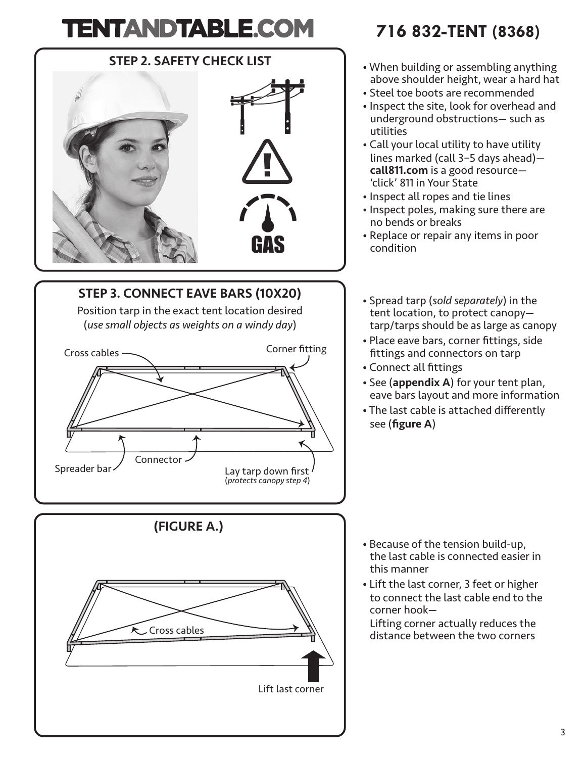# TENTANDTABLE.COM

## 716 832-TENT (8368)

### STEP 2. SAFETY CHECK LIST

GAS

- When building or assembling anything above shoulder height, wear a hard hat
- Steel toe boots are recommended
- Inspect the site, look for overhead and underground obstructions— such as utilities
- Call your local utility to have utility lines marked (call 3-5 days ahead)— **call811.com** is a good resource— 'click' 811 in Your State
- Inspect all ropes and tie lines
- Inspect poles, making sure there are no bends or breaks
- Replace or repair any items in poor condition

### STEP 3. CONNECT EAVE BARS (10X20)

Position tarp in the exact tent location desired (*use small objects as weights on a windy day*)

Cross cables

Corner fitting

Spreader bar

Connector

Lay tarp down first (*protects canopy step 4*)

- Spread tarp (*sold separately*) in the tent location, to protect canopy— tarp/tarps should be as large as canopy
- Place eave bars, corner fittings, side fittings and connectors on tarp
- Connect all fittings
- See (**appendix A**) for your tent plan, eave bars layout and more information
- The last cable is attached differently see (**figure A**)

### (FIGURE A.)

Cross cables

Lift last corner

- Because of the tension build-up, the last cable is connected easier in this manner
- Lift the last corner, 3 feet or higher to connect the last cable end to the corner hook— Lifting corner actually reduces the distance between the two corners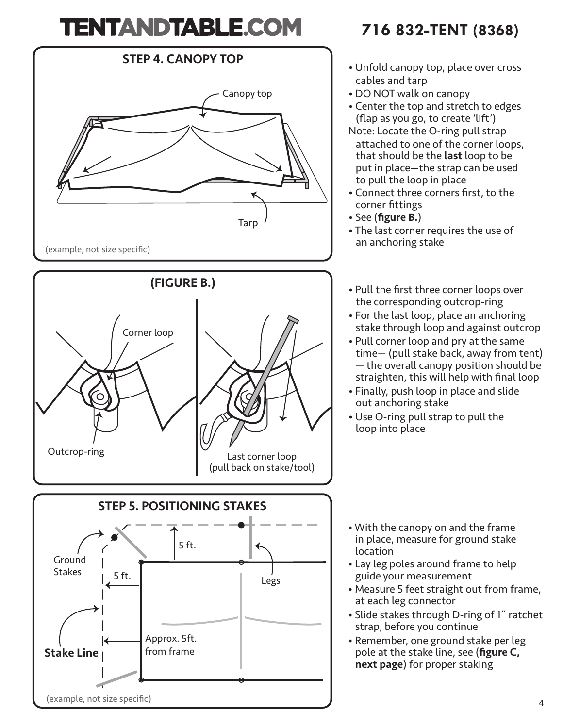## STEP 4. CANOPY TOP

Canopy top

Tarp

(example, not size specific)

- Unfold canopy top, place over cross cables and tarp
- DO NOT walk on canopy
- Center the top and stretch to edges (flap as you go, to create 'lift')

Note: Locate the O-ring pull strap attached to one of the corner loops, that should be the **last** loop to be put in place—the strap can be used to pull the loop in place

- Connect three corners first, to the corner fittings
- See (**figure B.**)
- The last corner requires the use of an anchoring stake

## (FIGURE B.)

Corner loop

Outcrop-ring

Last corner loop (pull back on stake/tool)

- Pull the first three corner loops over the corresponding outcrop-ring
- For the last loop, place an anchoring stake through loop and against outcrop
- Pull corner loop and pry at the same time— (pull stake back, away from tent) — the overall canopy position should be straighten, this will help with final loop
- Finally, push loop in place and slide out anchoring stake
- Use O-ring pull strap to pull the loop into place

## STEP 5. POSITIONING STAKES

Ground Stakes

5 ft.

5 ft.

Legs

**Stake Line**

Approx. 5ft. from frame

(example, not size specific)

- With the canopy on and the frame in place, measure for ground stake location
- Lay leg poles around frame to help guide your measurement
- Measure 5 feet straight out from frame, at each leg connector
- Slide stakes through D-ring of 1″ ratchet strap, before you continue
- Remember, one ground stake per leg pole at the stake line, see (**figure C, next page**) for proper staking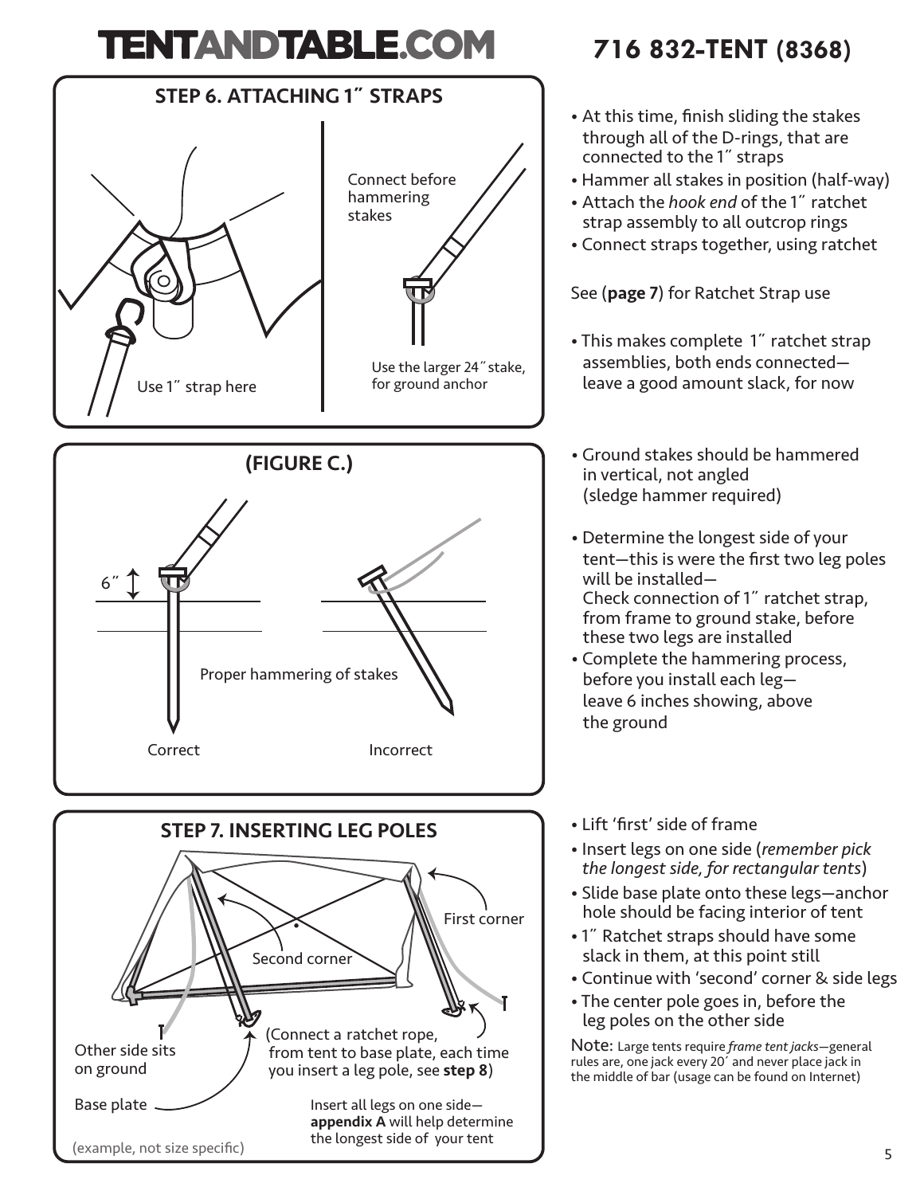# TENTANDTABLE.COM

**716 832-TENT (8368)**

## STEP 6. ATTACHING 1″ STRAPS

Use 1″ strap here

Connect before hammering stakes

Use the larger 24″ stake, for ground anchor

- At this time, finish sliding the stakes through all of the D-rings, that are connected to the 1″ straps
- Hammer all stakes in position (half-way)
- Attach the *hook end* of the 1″ ratchet strap assembly to all outcrop rings
- Connect straps together, using ratchet

See (**page 7**) for Ratchet Strap use

- This makes complete 1″ ratchet strap assemblies, both ends connected—leave a good amount slack, for now

## (FIGURE C.)

6″

Proper hammering of stakes

Correct

Incorrect

- Ground stakes should be hammered in vertical, not angled (sledge hammer required)
- Determine the longest side of your tent—this is were the first two leg poles will be installed—
  Check connection of 1″ ratchet strap, from frame to ground stake, before these two legs are installed
- Complete the hammering process, before you install each leg—leave 6 inches showing, above the ground

## STEP 7. INSERTING LEG POLES

First corner

Second corner

Other side sits on ground

(Connect a ratchet rope, from tent to base plate, each time you insert a leg pole, see **step 8**)

Base plate

Insert all legs on one side—**appendix A** will help determine the longest side of your tent

(example, not size specific)

- Lift 'first' side of frame
- Insert legs on one side (*remember pick the longest side, for rectangular tents*)
- Slide base plate onto these legs—anchor hole should be facing interior of tent
- 1″ Ratchet straps should have some slack in them, at this point still
- Continue with 'second' corner & side legs
- The center pole goes in, before the leg poles on the other side

Note: Large tents require *frame tent jacks*—general rules are, one jack every 20´ and never place jack in the middle of bar (usage can be found on Internet)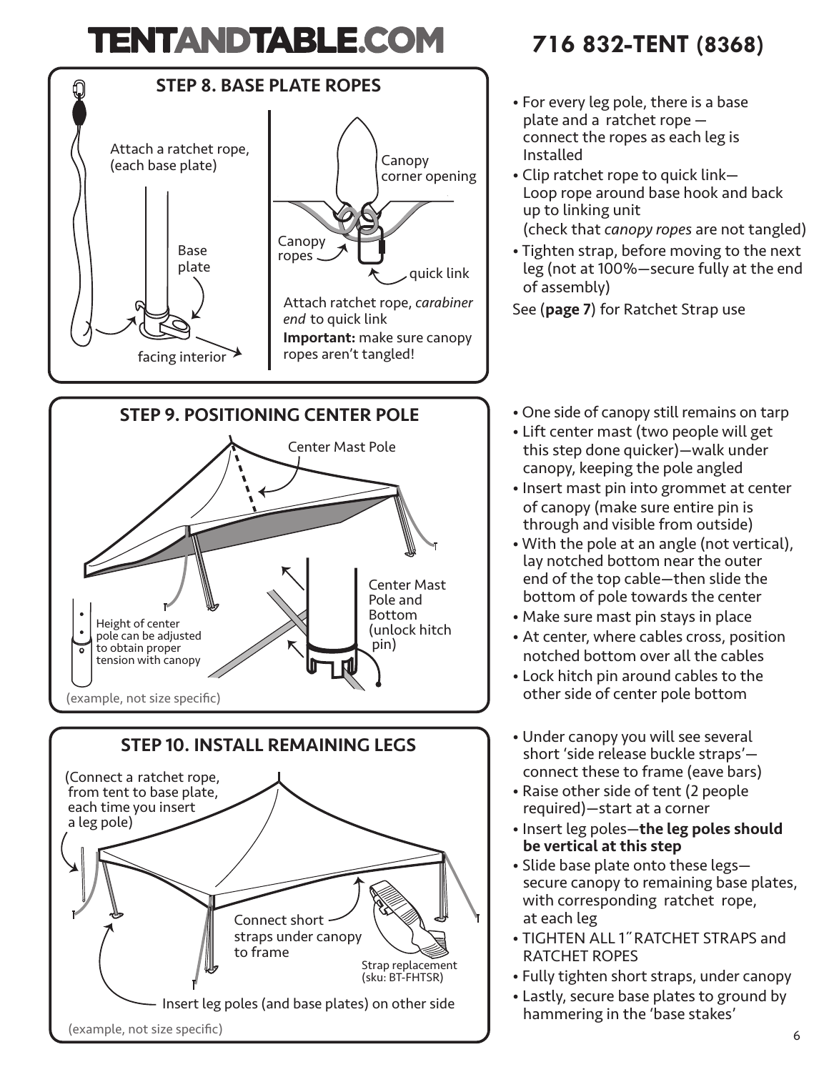# TENTANDTABLE.COM

## 716 832-TENT (8368)

### STEP 8. BASE PLATE ROPES

Attach a ratchet rope, (each base plate)

Base plate

facing interior

Canopy corner opening

Canopy ropes

quick link

Attach ratchet rope, *carabiner end* to quick link

**Important:** make sure canopy ropes aren't tangled!

- For every leg pole, there is a base plate and a ratchet rope — connect the ropes as each leg is Installed
- Clip ratchet rope to quick link— Loop rope around base hook and back up to linking unit (check that *canopy ropes* are not tangled)
- Tighten strap, before moving to the next leg (not at 100%—secure fully at the end of assembly)

See (**page 7**) for Ratchet Strap use

### STEP 9. POSITIONING CENTER POLE

Center Mast Pole

Height of center pole can be adjusted to obtain proper tension with canopy

Center Mast Pole and Bottom (unlock hitch pin)

(example, not size specific)

- One side of canopy still remains on tarp
- Lift center mast (two people will get this step done quicker)—walk under canopy, keeping the pole angled
- Insert mast pin into grommet at center of canopy (make sure entire pin is through and visible from outside)
- With the pole at an angle (not vertical), lay notched bottom near the outer end of the top cable—then slide the bottom of pole towards the center
- Make sure mast pin stays in place
- At center, where cables cross, position notched bottom over all the cables
- Lock hitch pin around cables to the other side of center pole bottom

### STEP 10. INSTALL REMAINING LEGS

(Connect a ratchet rope, from tent to base plate, each time you insert a leg pole)

Connect short straps under canopy to frame

Strap replacement (sku: BT-FHTSR)

Insert leg poles (and base plates) on other side

(example, not size specific)

- Under canopy you will see several short 'side release buckle straps'— connect these to frame (eave bars)
- Raise other side of tent (2 people required)—start at a corner
- Insert leg poles—**the leg poles should be vertical at this step**
- Slide base plate onto these legs— secure canopy to remaining base plates, with corresponding ratchet rope, at each leg
- TIGHTEN ALL 1˝ RATCHET STRAPS and RATCHET ROPES
- Fully tighten short straps, under canopy
- Lastly, secure base plates to ground by hammering in the 'base stakes'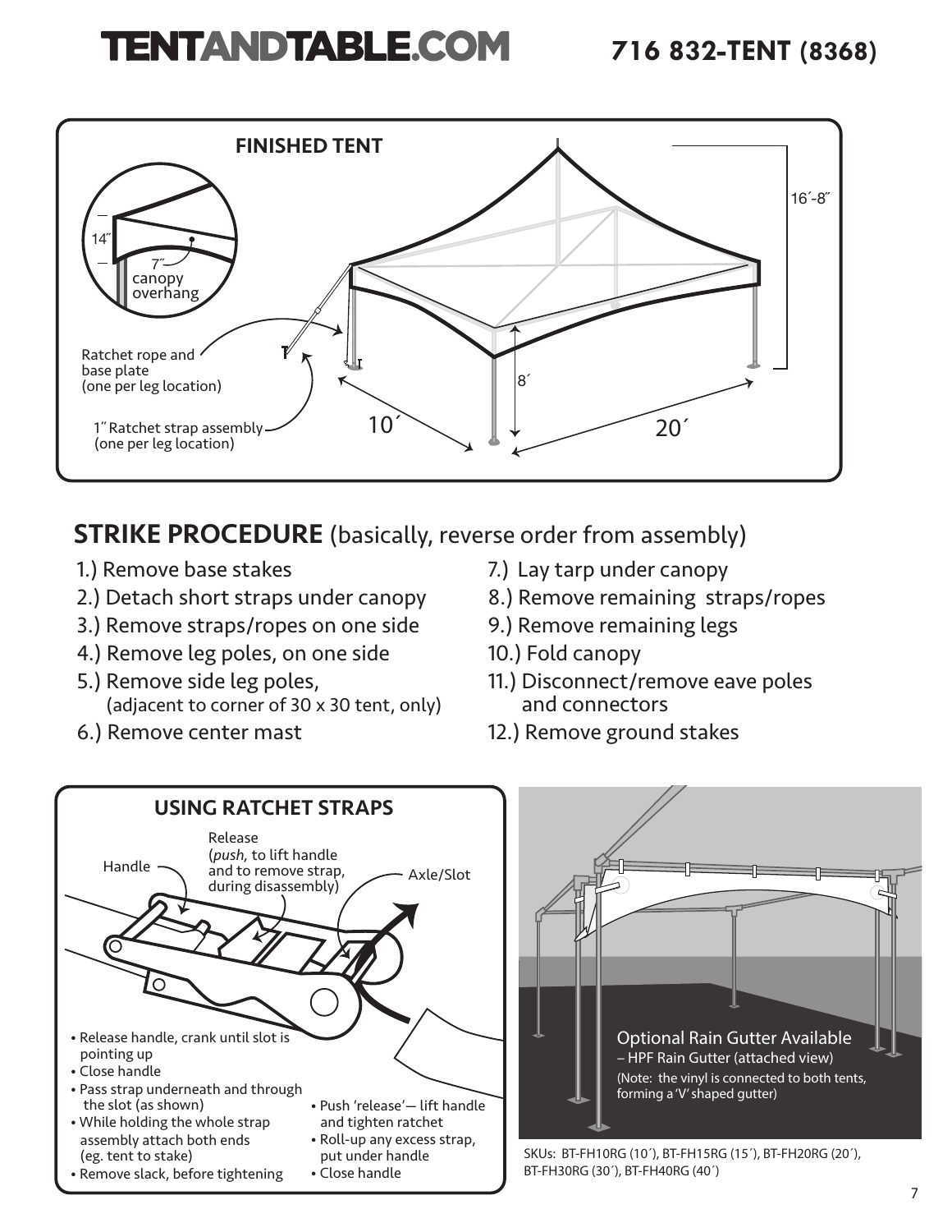# TENTANDTABLE.COM

**716 832-TENT (8368)**

## FINISHED TENT

14″

7″ canopy overhang

16′-8″

Ratchet rope and base plate (one per leg location)

1″ Ratchet strap assembly (one per leg location)

8′

10′

20′

## STRIKE PROCEDURE (basically, reverse order from assembly)

1.) Remove base stakes
2.) Detach short straps under canopy
3.) Remove straps/ropes on one side
4.) Remove leg poles, on one side
5.) Remove side leg poles, (adjacent to corner of 30 x 30 tent, only)
6.) Remove center mast
7.) Lay tarp under canopy
8.) Remove remaining straps/ropes
9.) Remove remaining legs
10.) Fold canopy
11.) Disconnect/remove eave poles and connectors
12.) Remove ground stakes

## USING RATCHET STRAPS

Handle

Release (*push,* to lift handle and to remove strap, during disassembly)

Axle/Slot

- Release handle, crank until slot is pointing up
- Close handle
- Pass strap underneath and through the slot (as shown)
- While holding the whole strap assembly attach both ends (eg. tent to stake)
- Remove slack, before tightening
- Push 'release'— lift handle and tighten ratchet
- Roll-up any excess strap, put under handle
- Close handle

Optional Rain Gutter Available
– HPF Rain Gutter (attached view)
(Note: the vinyl is connected to both tents, forming a 'V' shaped gutter)

SKUs: BT-FH10RG (10′), BT-FH15RG (15′), BT-FH20RG (20′), BT-FH30RG (30′), BT-FH40RG (40′)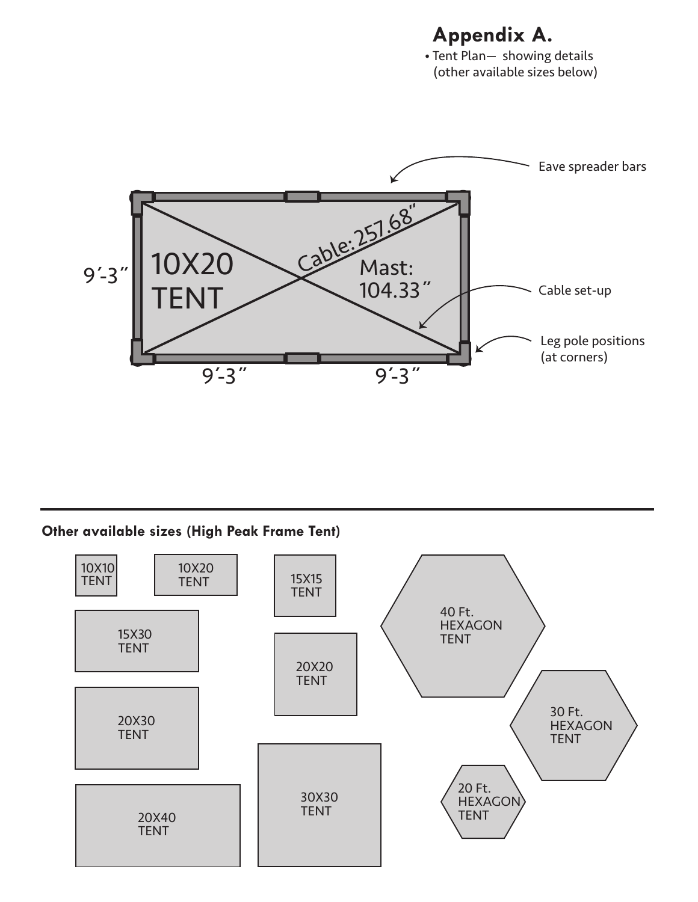## Appendix A.

- Tent Plan— showing details (other available sizes below)

Eave spreader bars

9′-3″

10X20 TENT

Cable: 257.68″

Mast: 104.33″

Cable set-up

Leg pole positions (at corners)

9′-3″

9′-3″

---

**Other available sizes (High Peak Frame Tent)**

10X10 TENT

10X20 TENT

15X15 TENT

40 Ft. HEXAGON TENT

15X30 TENT

20X20 TENT

20X30 TENT

30 Ft. HEXAGON TENT

20X40 TENT

30X30 TENT

20 Ft. HEXAGON TENT